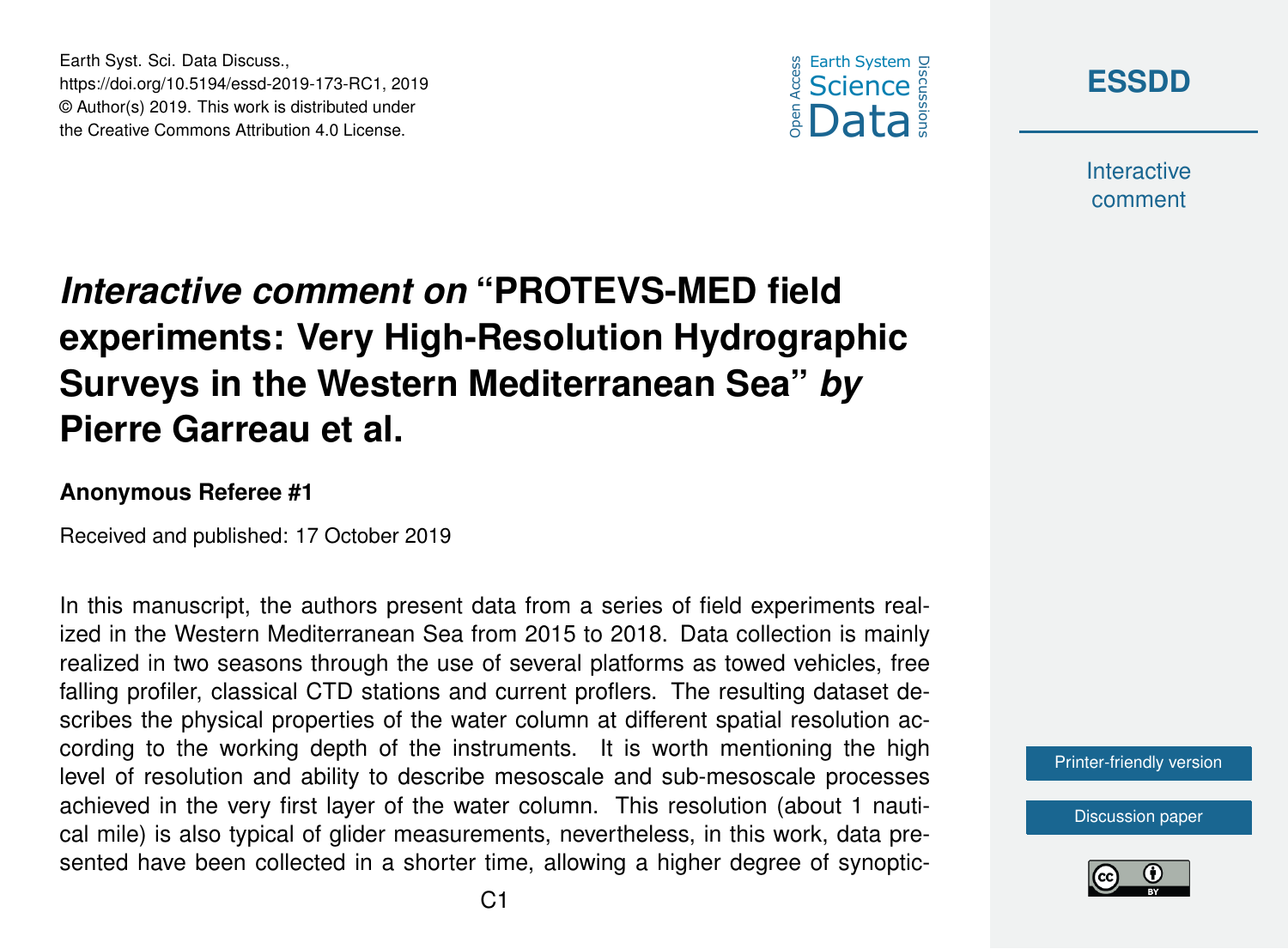# *Interactive comment on* "PROTEVS-MED field experiments: Very High-Resolution Hydrographic Surveys in the Western Mediterranean Sea" *by* Pierre Garreau et al.

**Anonymous Referee #1**

Received and published: 17 October 2019

In this manuscript, the authors present data from a series of field experiments realized in the Western Mediterranean Sea from 2015 to 2018. Data collection is mainly realized in two seasons through the use of several platforms as towed vehicles, free falling profiler, classical CTD stations and current proflers. The resulting dataset describes the physical properties of the water column at different spatial resolution according to the working depth of the instruments. It is worth mentioning the high level of resolution and ability to describe mesoscale and sub-mesoscale processes achieved in the very first layer of the water column. This resolution (about 1 nautical mile) is also typical of glider measurements, nevertheless, in this work, data presented have been collected in a shorter time, allowing a higher degree of synoptic-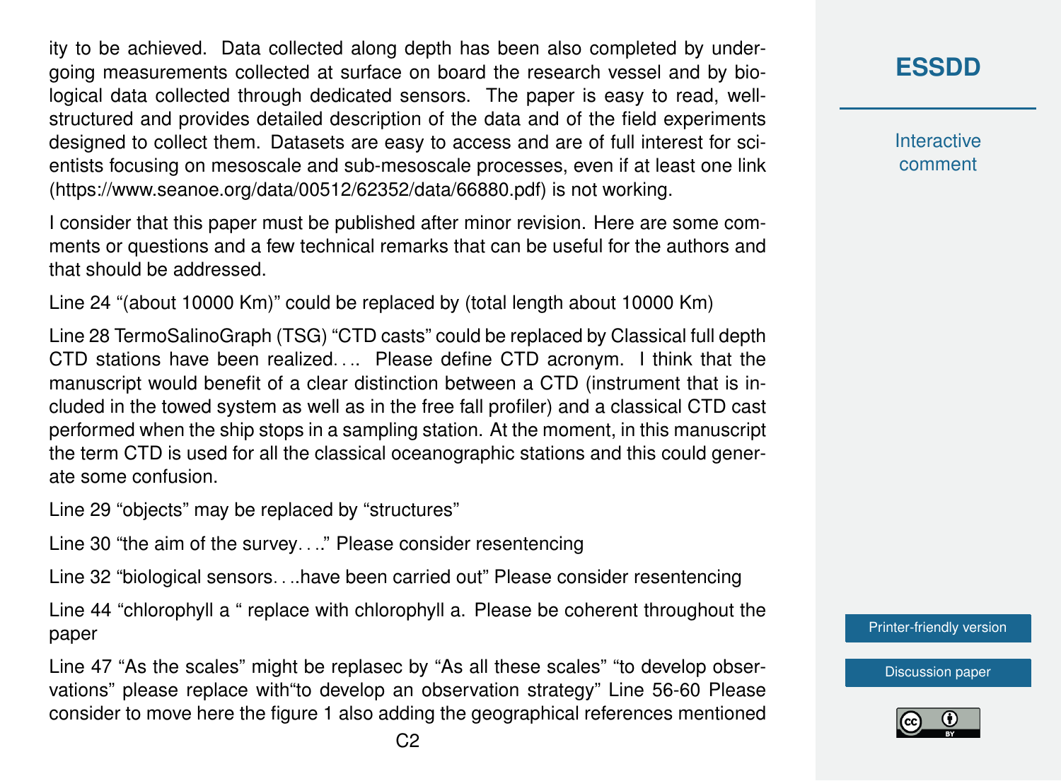ity to be achieved. Data collected along depth has been also completed by undergoing measurements collected at surface on board the research vessel and by biological data collected through dedicated sensors. The paper is easy to read, well-structured and provides detailed description of the data and of the field experiments designed to collect them. Datasets are easy to access and are of full interest for scientists focusing on mesoscale and sub-mesoscale processes, even if at least one link (https://www.seanoe.org/data/00512/62352/data/66880.pdf) is not working.

I consider that this paper must be published after minor revision. Here are some comments or questions and a few technical remarks that can be useful for the authors and that should be addressed.

Line 24 "(about 10000 Km)" could be replaced by (total length about 10000 Km)

Line 28 TermoSalinoGraph (TSG) "CTD casts" could be replaced by Classical full depth CTD stations have been realized…. Please define CTD acronym. I think that the manuscript would benefit of a clear distinction between a CTD (instrument that is included in the towed system as well as in the free fall profiler) and a classical CTD cast performed when the ship stops in a sampling station. At the moment, in this manuscript the term CTD is used for all the classical oceanographic stations and this could generate some confusion.

Line 29 "objects" may be replaced by "structures"

Line 30 "the aim of the survey…." Please consider resentencing

Line 32 "biological sensors….have been carried out" Please consider resentencing

Line 44 "chlorophyll a " replace with chlorophyll a. Please be coherent throughout the paper

Line 47 "As the scales" might be replasec by "As all these scales" "to develop observations" please replace with"to develop an observation strategy" Line 56-60 Please consider to move here the figure 1 also adding the geographical references mentioned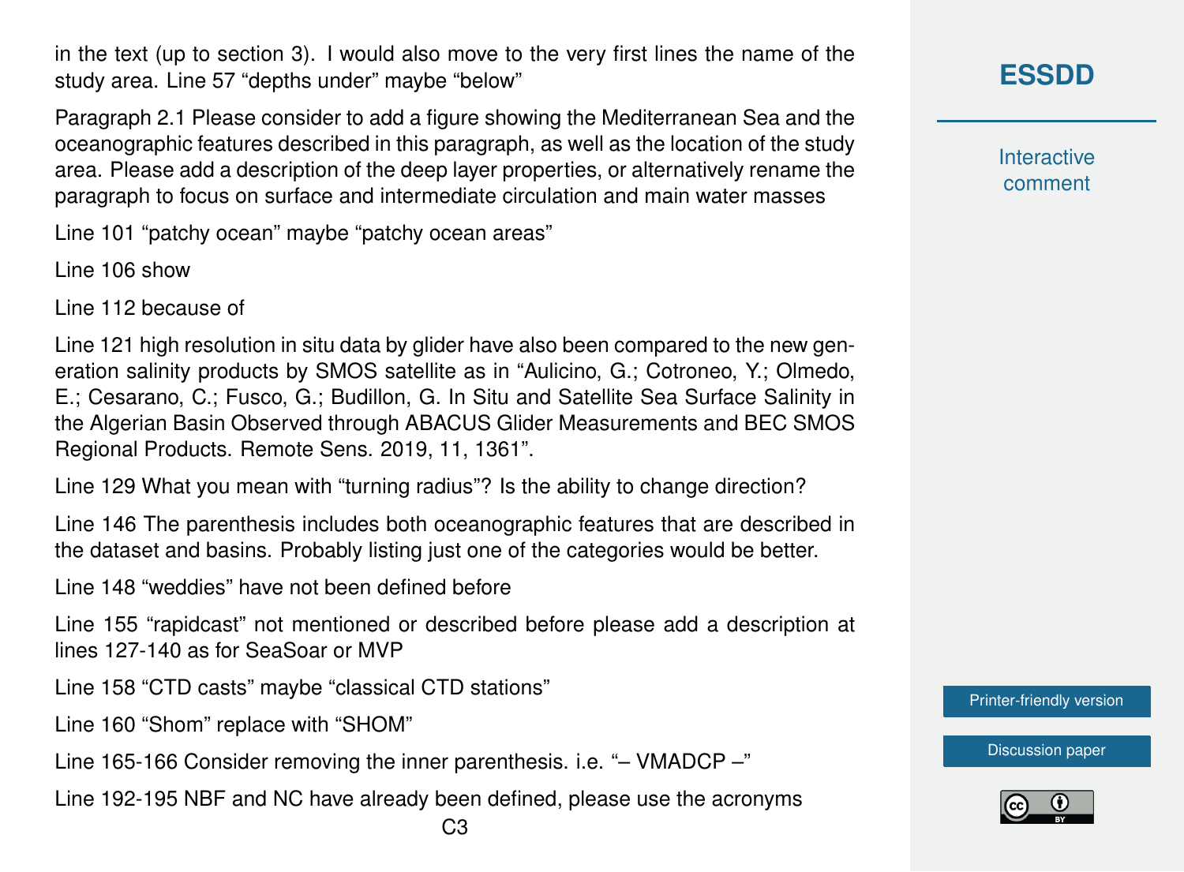in the text (up to section 3). I would also move to the very first lines the name of the study area. Line 57 “depths under” maybe “below”

Paragraph 2.1 Please consider to add a figure showing the Mediterranean Sea and the oceanographic features described in this paragraph, as well as the location of the study area. Please add a description of the deep layer properties, or alternatively rename the paragraph to focus on surface and intermediate circulation and main water masses

Line 101 “patchy ocean” maybe “patchy ocean areas”

Line 106 show

Line 112 because of

Line 121 high resolution in situ data by glider have also been compared to the new generation salinity products by SMOS satellite as in “Aulicino, G.; Cotroneo, Y.; Olmedo, E.; Cesarano, C.; Fusco, G.; Budillon, G. In Situ and Satellite Sea Surface Salinity in the Algerian Basin Observed through ABACUS Glider Measurements and BEC SMOS Regional Products. Remote Sens. 2019, 11, 1361”.

Line 129 What you mean with “turning radius”? Is the ability to change direction?

Line 146 The parenthesis includes both oceanographic features that are described in the dataset and basins. Probably listing just one of the categories would be better.

Line 148 “weddies” have not been defined before

Line 155 “rapidcast” not mentioned or described before please add a description at lines 127-140 as for SeaSoar or MVP

Line 158 “CTD casts” maybe “classical CTD stations”

Line 160 “Shom” replace with “SHOM”

Line 165-166 Consider removing the inner parenthesis. i.e. “– VMADCP –”

Line 192-195 NBF and NC have already been defined, please use the acronyms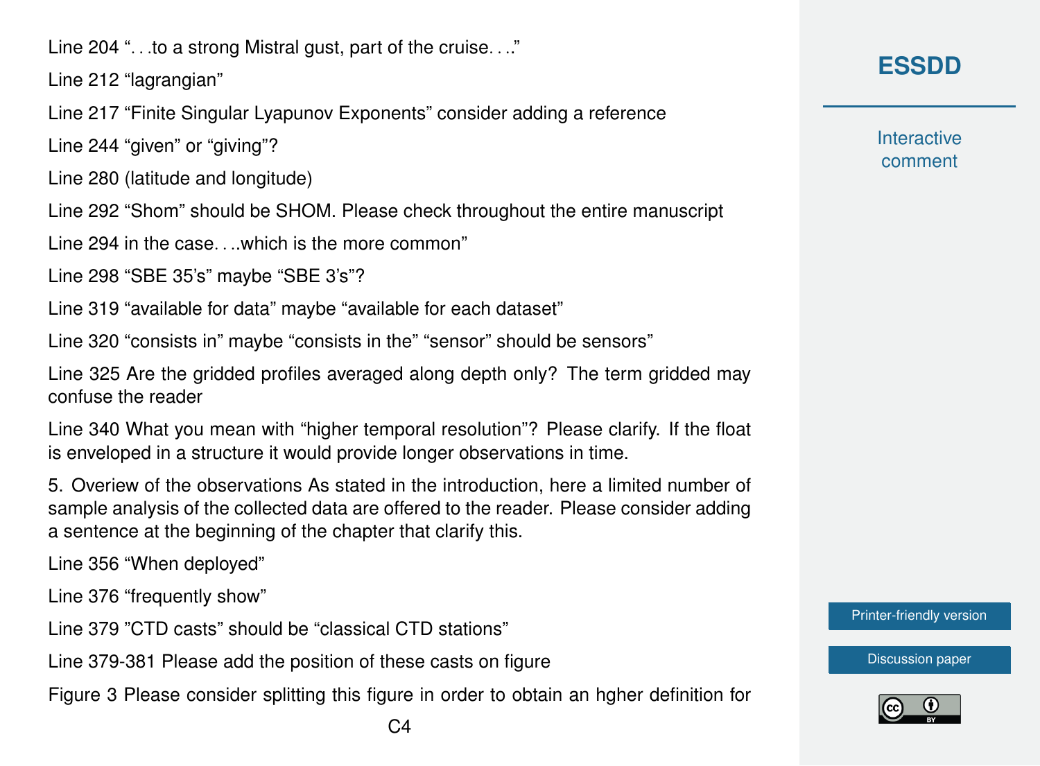Line 204 "…to a strong Mistral gust, part of the cruise…."

Line 212 "lagrangian"

Line 217 "Finite Singular Lyapunov Exponents" consider adding a reference

Line 244 "given" or "giving"?

Line 280 (latitude and longitude)

Line 292 "Shom" should be SHOM. Please check throughout the entire manuscript

Line 294 in the case….which is the more common"

Line 298 "SBE 35's" maybe "SBE 3's"?

Line 319 "available for data" maybe "available for each dataset"

Line 320 "consists in" maybe "consists in the" "sensor" should be sensors"

Line 325 Are the gridded profiles averaged along depth only? The term gridded may confuse the reader

Line 340 What you mean with "higher temporal resolution"? Please clarify. If the float is enveloped in a structure it would provide longer observations in time.

5. Overview of the observations As stated in the introduction, here a limited number of sample analysis of the collected data are offered to the reader. Please consider adding a sentence at the beginning of the chapter that clarify this.

Line 356 "When deployed"

Line 376 "frequently show"

Line 379 "CTD casts" should be "classical CTD stations"

Line 379-381 Please add the position of these casts on figure

Figure 3 Please consider splitting this figure in order to obtain an hgher definition for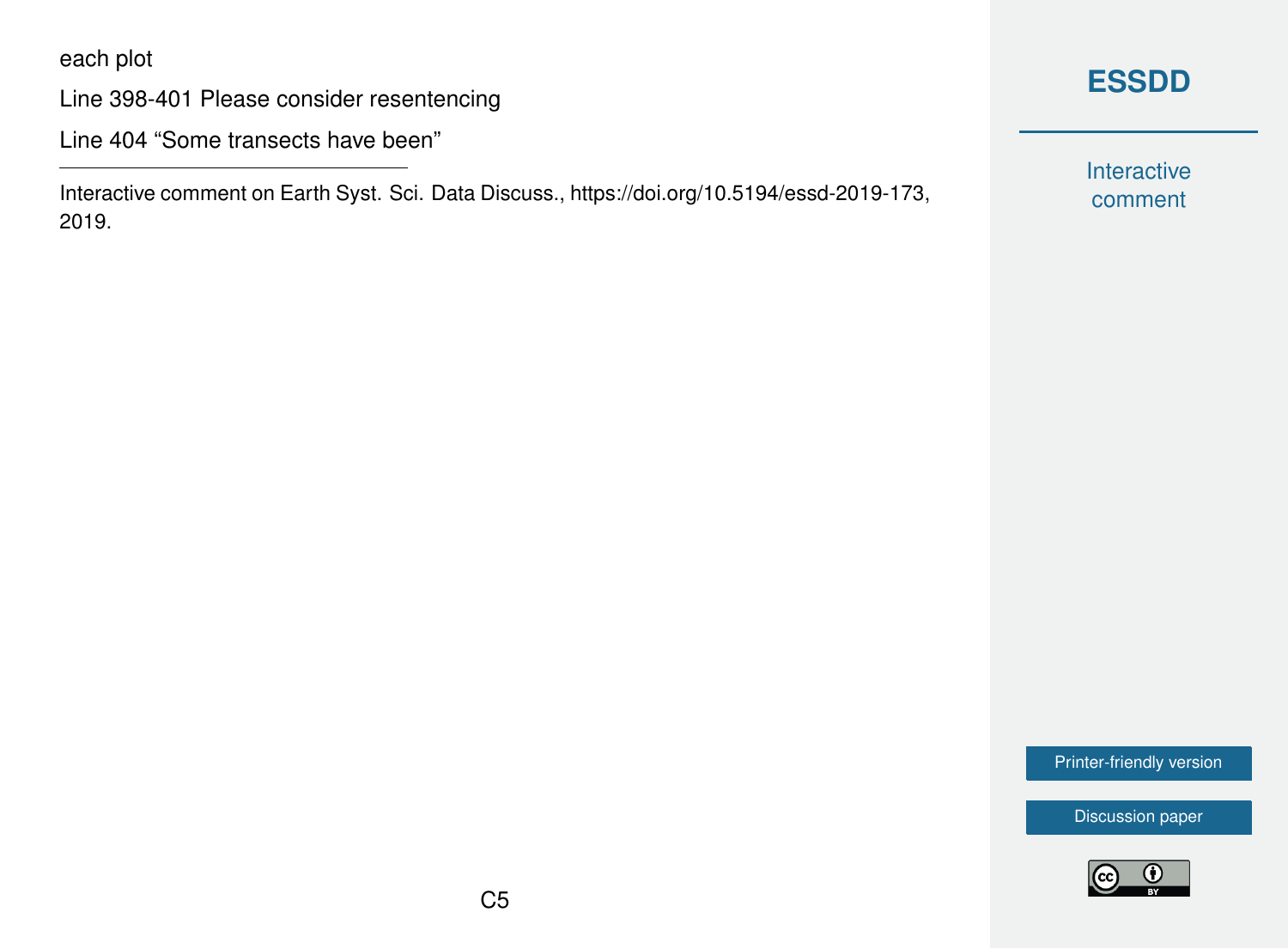each plot

Line 398-401 Please consider resentencing

Line 404 “Some transects have been”

---

Interactive comment on Earth Syst. Sci. Data Discuss., https://doi.org/10.5194/essd-2019-173, 2019.